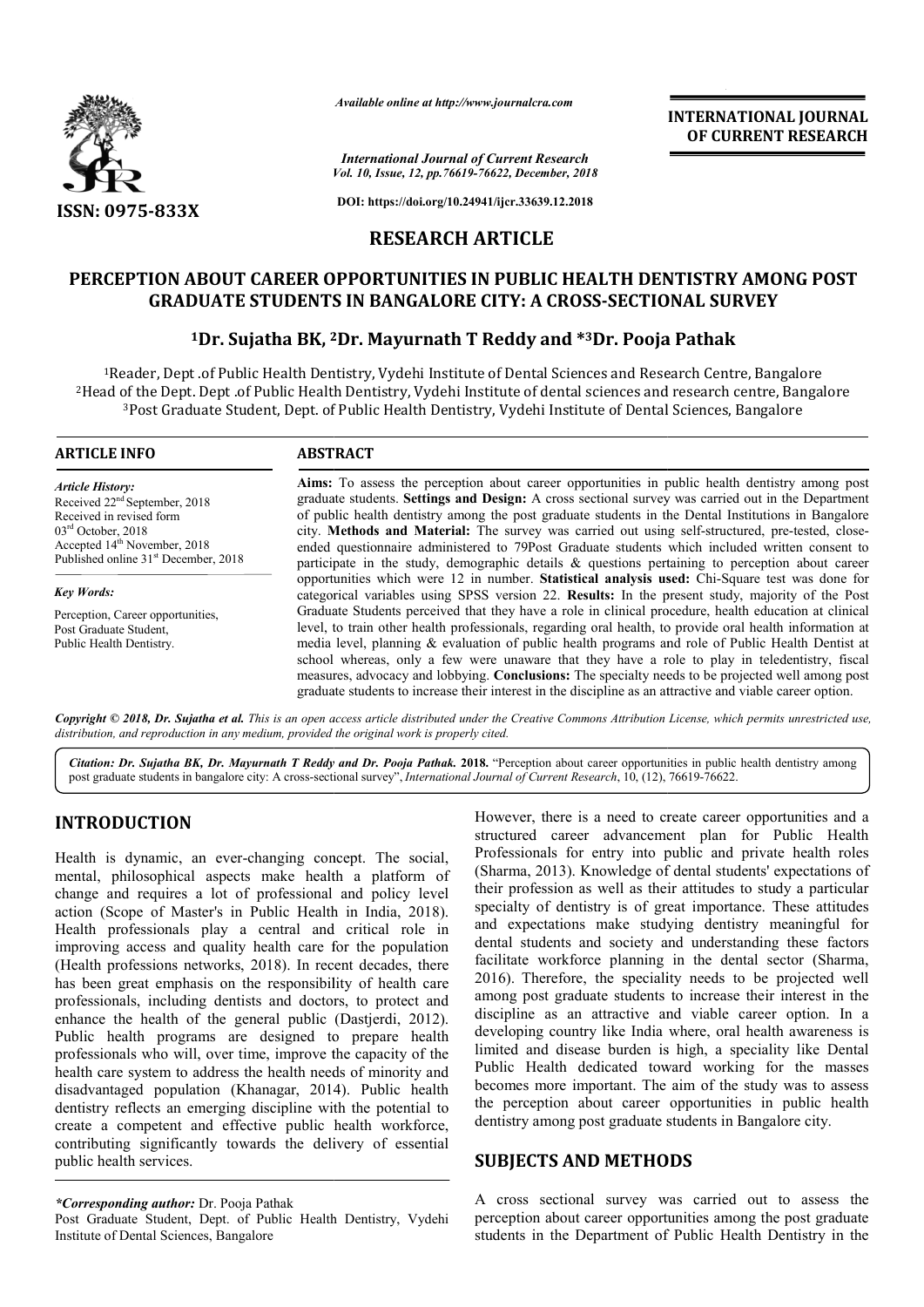*Available online at http://www.journalcra.com*

*International Journal of Current Research*
*Vol. 10, Issue, 12, pp.76619-76622, December, 2018*

**DOI: https://doi.org/10.24941/ijcr.33639.12.2018**

**INTERNATIONAL JOURNAL OF CURRENT RESEARCH**

**ISSN: 0975-833X**

## RESEARCH ARTICLE

# PERCEPTION ABOUT CAREER OPPORTUNITIES IN PUBLIC HEALTH DENTISTRY AMONG POST GRADUATE STUDENTS IN BANGALORE CITY: A CROSS-SECTIONAL SURVEY

**[1]Dr. Sujatha BK, [2]Dr. Mayurnath T Reddy and *[3]Dr. Pooja Pathak**

[1]Reader, Dept .of Public Health Dentistry, Vydehi Institute of Dental Sciences and Research Centre, Bangalore
[2]Head of the Dept. Dept .of Public Health Dentistry, Vydehi Institute of dental sciences and research centre, Bangalore
[3]Post Graduate Student, Dept. of Public Health Dentistry, Vydehi Institute of Dental Sciences, Bangalore

**ARTICLE INFO**

*Article History:*
Received 22nd September, 2018
Received in revised form
03rd October, 2018
Accepted 14th November, 2018
Published online 31st December, 2018

*Key Words:*
Perception, Career opportunities, Post Graduate Student, Public Health Dentistry.

**ABSTRACT**

**Aims:** To assess the perception about career opportunities in public health dentistry among post graduate students. **Settings and Design:** A cross sectional survey was carried out in the Department of public health dentistry among the post graduate students in the Dental Institutions in Bangalore city. **Methods and Material:** The survey was carried out using self-structured, pre-tested, close-ended questionnaire administered to 79Post Graduate students which included written consent to participate in the study, demographic details & questions pertaining to perception about career opportunities which were 12 in number. **Statistical analysis used:** Chi-Square test was done for categorical variables using SPSS version 22. **Results:** In the present study, majority of the Post Graduate Students perceived that they have a role in clinical procedure, health education at clinical level, to train other health professionals, regarding oral health, to provide oral health information at media level, planning & evaluation of public health programs and role of Public Health Dentist at school whereas, only a few were unaware that they have a role to play in teledentistry, fiscal measures, advocacy and lobbying. **Conclusions:** The specialty needs to be projected well among post graduate students to increase their interest in the discipline as an attractive and viable career option.

***Copyright © 2018, Dr. Sujatha et al.** This is an open access article distributed under the Creative Commons Attribution License, which permits unrestricted use, distribution, and reproduction in any medium, provided the original work is properly cited.*

***Citation: Dr. Sujatha BK, Dr. Mayurnath T Reddy and Dr. Pooja Pathak. 2018.** "Perception about career opportunities in public health dentistry among post graduate students in bangalore city: A cross-sectional survey", International Journal of Current Research, 10, (12), 76619-76622.*

## INTRODUCTION

Health is dynamic, an ever-changing concept. The social, mental, philosophical aspects make health a platform of change and requires a lot of professional and policy level action (Scope of Master's in Public Health in India, 2018). Health professionals play a central and critical role in improving access and quality health care for the population (Health professions networks, 2018). In recent decades, there has been great emphasis on the responsibility of health care professionals, including dentists and doctors, to protect and enhance the health of the general public (Dastjerdi, 2012). Public health programs are designed to prepare health professionals who will, over time, improve the capacity of the health care system to address the health needs of minority and disadvantaged population (Khanagar, 2014). Public health dentistry reflects an emerging discipline with the potential to create a competent and effective public health workforce, contributing significantly towards the delivery of essential public health services.

However, there is a need to create career opportunities and a structured career advancement plan for Public Health Professionals for entry into public and private health roles (Sharma, 2013). Knowledge of dental students' expectations of their profession as well as their attitudes to study a particular specialty of dentistry is of great importance. These attitudes and expectations make studying dentistry meaningful for dental students and society and understanding these factors facilitate workforce planning in the dental sector (Sharma, 2016). Therefore, the speciality needs to be projected well among post graduate students to increase their interest in the discipline as an attractive and viable career option. In a developing country like India where, oral health awareness is limited and disease burden is high, a speciality like Dental Public Health dedicated toward working for the masses becomes more important. The aim of the study was to assess the perception about career opportunities in public health dentistry among post graduate students in Bangalore city.

## SUBJECTS AND METHODS

A cross sectional survey was carried out to assess the perception about career opportunities among the post graduate students in the Department of Public Health Dentistry in the

***Corresponding author:** Dr. Pooja Pathak
Post Graduate Student, Dept. of Public Health Dentistry, Vydehi Institute of Dental Sciences, Bangalore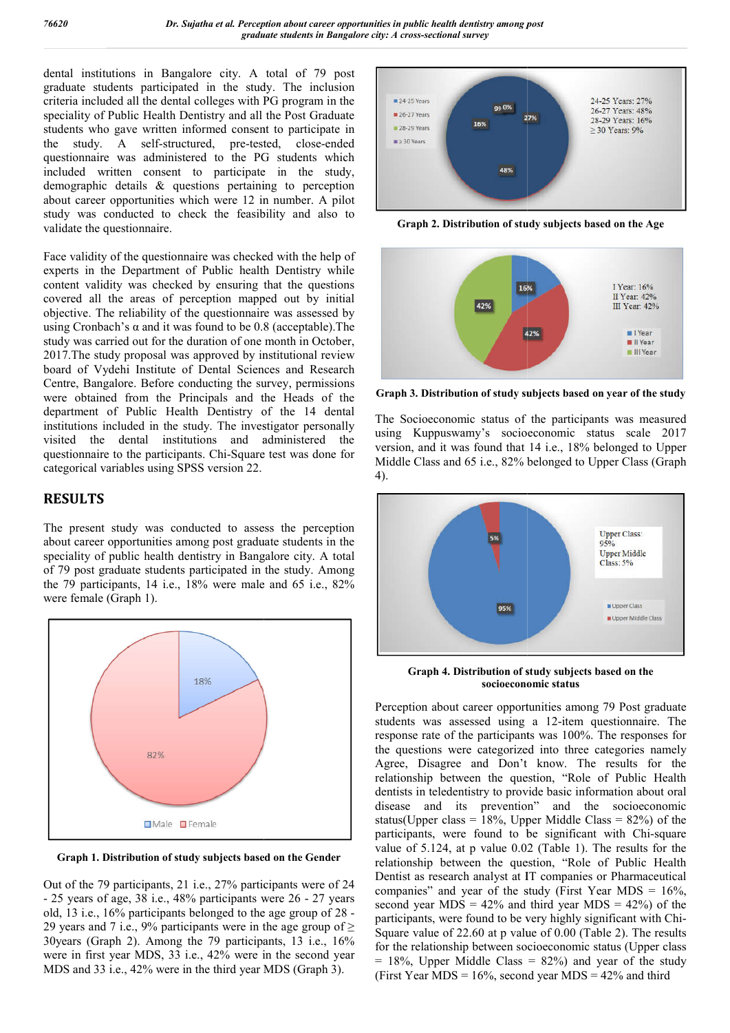dental institutions in Bangalore city. A total of 79 post graduate students participated in the study. The inclusion criteria included all the dental colleges with PG program in the speciality of Public Health Dentistry and all the Post Graduate students who gave written informed consent to participate in the study. A self-structured, pre-tested, close-ended questionnaire was administered to the PG students which included written consent to participate in the study, demographic details & questions pertaining to perception about career opportunities which were 12 in number. A pilot study was conducted to check the feasibility and also to validate the questionnaire.

Face validity of the questionnaire was checked with the help of experts in the Department of Public health Dentistry while content validity was checked by ensuring that the questions covered all the areas of perception mapped out by initial objective. The reliability of the questionnaire was assessed by using Cronbach's α and it was found to be 0.8 (acceptable).The study was carried out for the duration of one month in October, 2017.The study proposal was approved by institutional review board of Vydehi Institute of Dental Sciences and Research Centre, Bangalore. Before conducting the survey, permissions were obtained from the Principals and the Heads of the department of Public Health Dentistry of the 14 dental institutions included in the study. The investigator personally visited the dental institutions and administered the questionnaire to the participants. Chi-Square test was done for categorical variables using SPSS version 22.

## RESULTS

The present study was conducted to assess the perception about career opportunities among post graduate students in the speciality of public health dentistry in Bangalore city. A total of 79 post graduate students participated in the study. Among the 79 participants, 14 i.e., 18% were male and 65 i.e., 82% were female (Graph 1).

**Graph 1. Distribution of study subjects based on the Gender**

Out of the 79 participants, 21 i.e., 27% participants were of 24 - 25 years of age, 38 i.e., 48% participants were 26 - 27 years old, 13 i.e., 16% participants belonged to the age group of 28 - 29 years and 7 i.e., 9% participants were in the age group of ≥ 30years (Graph 2). Among the 79 participants, 13 i.e., 16% were in first year MDS, 33 i.e., 42% were in the second year MDS and 33 i.e., 42% were in the third year MDS (Graph 3).

**Graph 2. Distribution of study subjects based on the Age**

**Graph 3. Distribution of study subjects based on year of the study**

The Socioeconomic status of the participants was measured using Kuppuswamy's socioeconomic status scale 2017 version, and it was found that 14 i.e., 18% belonged to Upper Middle Class and 65 i.e., 82% belonged to Upper Class (Graph 4).

**Graph 4. Distribution of study subjects based on the socioeconomic status**

Perception about career opportunities among 79 Post graduate students was assessed using a 12-item questionnaire. The response rate of the participants was 100%. The responses for the questions were categorized into three categories namely Agree, Disagree and Don't know. The results for the relationship between the question, "Role of Public Health dentists in teledentistry to provide basic information about oral disease and its prevention" and the socioeconomic status(Upper class = 18%, Upper Middle Class = 82%) of the participants, were found to be significant with Chi-square value of 5.124, at p value 0.02 (Table 1). The results for the relationship between the question, "Role of Public Health Dentist as research analyst at IT companies or Pharmaceutical companies" and year of the study (First Year MDS = 16%, second year MDS = 42% and third year MDS = 42%) of the participants, were found to be very highly significant with Chi-Square value of 22.60 at p value of 0.00 (Table 2). The results for the relationship between socioeconomic status (Upper class = 18%, Upper Middle Class = 82%) and year of the study (First Year MDS = 16%, second year MDS = 42% and third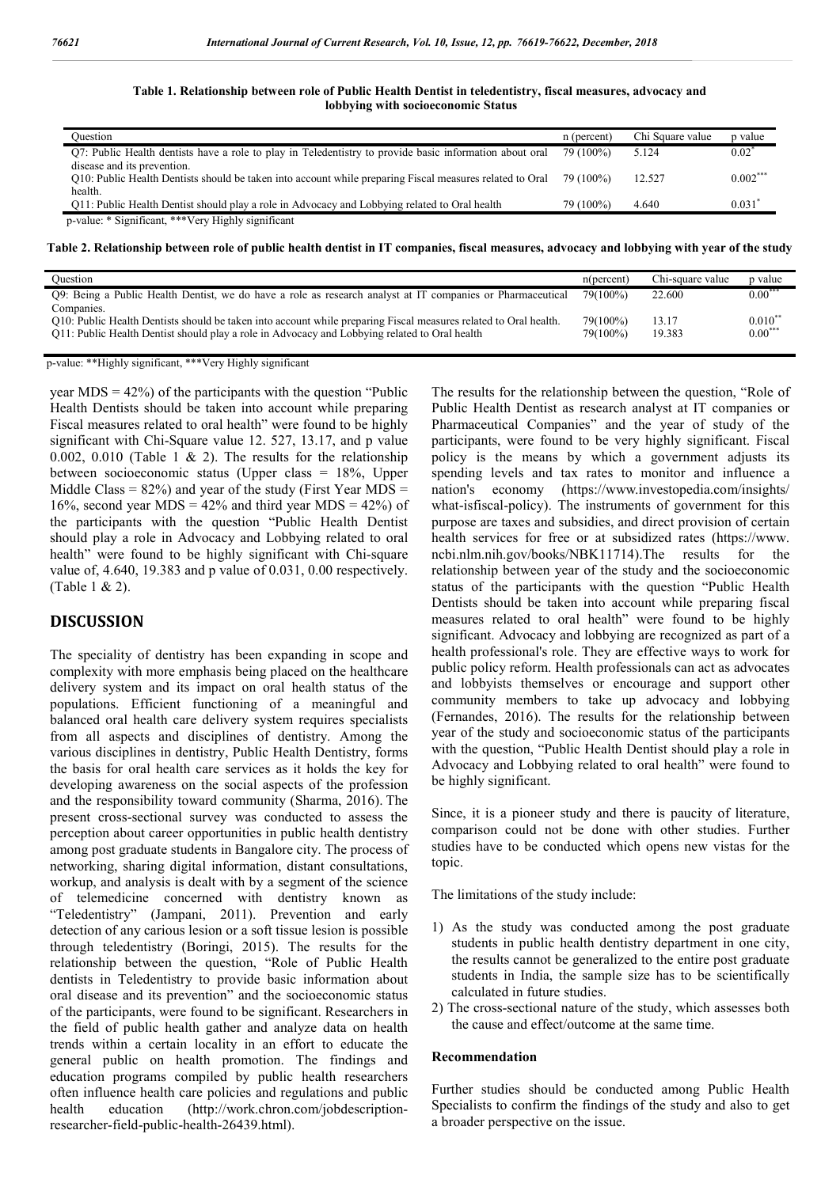**Table 1. Relationship between role of Public Health Dentist in teledentistry, fiscal measures, advocacy and lobbying with socioeconomic Status**

| Question | n (percent) | Chi Square value | p value |
|---|---|---|---|
| Q7: Public Health dentists have a role to play in Teledentistry to provide basic information about oral disease and its prevention. | 79 (100%) | 5.124 | 0.02* |
| Q10: Public Health Dentists should be taken into account while preparing Fiscal measures related to Oral health. | 79 (100%) | 12.527 | 0.002*** |
| Q11: Public Health Dentist should play a role in Advocacy and Lobbying related to Oral health | 79 (100%) | 4.640 | 0.031* |

p-value: * Significant, ***Very Highly significant

**Table 2. Relationship between role of public health dentist in IT companies, fiscal measures, advocacy and lobbying with year of the study**

| Question | n(percent) | Chi-square value | p value |
|---|---|---|---|
| Q9: Being a Public Health Dentist, we do have a role as research analyst at IT companies or Pharmaceutical Companies. | 79(100%) | 22.600 | 0.00*** |
| Q10: Public Health Dentists should be taken into account while preparing Fiscal measures related to Oral health. | 79(100%) | 13.17 | 0.010** |
| Q11: Public Health Dentist should play a role in Advocacy and Lobbying related to Oral health | 79(100%) | 19.383 | 0.00*** |

p-value: **Highly significant, ***Very Highly significant

year MDS = 42%) of the participants with the question "Public Health Dentists should be taken into account while preparing Fiscal measures related to oral health" were found to be highly significant with Chi-Square value 12. 527, 13.17, and p value 0.002, 0.010 (Table 1 & 2). The results for the relationship between socioeconomic status (Upper class = 18%, Upper Middle Class = 82%) and year of the study (First Year MDS = 16%, second year MDS = 42% and third year MDS = 42%) of the participants with the question "Public Health Dentist should play a role in Advocacy and Lobbying related to oral health" were found to be highly significant with Chi-square value of, 4.640, 19.383 and p value of 0.031, 0.00 respectively. (Table 1 & 2).

## DISCUSSION

The speciality of dentistry has been expanding in scope and complexity with more emphasis being placed on the healthcare delivery system and its impact on oral health status of the populations. Efficient functioning of a meaningful and balanced oral health care delivery system requires specialists from all aspects and disciplines of dentistry. Among the various disciplines in dentistry, Public Health Dentistry, forms the basis for oral health care services as it holds the key for developing awareness on the social aspects of the profession and the responsibility toward community (Sharma, 2016). The present cross-sectional survey was conducted to assess the perception about career opportunities in public health dentistry among post graduate students in Bangalore city. The process of networking, sharing digital information, distant consultations, workup, and analysis is dealt with by a segment of the science of telemedicine concerned with dentistry known as "Teledentistry" (Jampani, 2011). Prevention and early detection of any carious lesion or a soft tissue lesion is possible through teledentistry (Boringi, 2015). The results for the relationship between the question, "Role of Public Health dentists in Teledentistry to provide basic information about oral disease and its prevention" and the socioeconomic status of the participants, were found to be significant. Researchers in the field of public health gather and analyze data on health trends within a certain locality in an effort to educate the general public on health promotion. The findings and education programs compiled by public health researchers often influence health care policies and regulations and public health education (http://work.chron.com/jobdescription-researcher-field-public-health-26439.html).

The results for the relationship between the question, "Role of Public Health Dentist as research analyst at IT companies or Pharmaceutical Companies" and the year of study of the participants, were found to be very highly significant. Fiscal policy is the means by which a government adjusts its spending levels and tax rates to monitor and influence a nation's economy (https://www.investopedia.com/insights/what-isfiscal-policy). The instruments of government for this purpose are taxes and subsidies, and direct provision of certain health services for free or at subsidized rates (https://www.ncbi.nlm.nih.gov/books/NBK11714).The results for the relationship between year of the study and the socioeconomic status of the participants with the question "Public Health Dentists should be taken into account while preparing fiscal measures related to oral health" were found to be highly significant. Advocacy and lobbying are recognized as part of a health professional's role. They are effective ways to work for public policy reform. Health professionals can act as advocates and lobbyists themselves or encourage and support other community members to take up advocacy and lobbying (Fernandes, 2016). The results for the relationship between year of the study and socioeconomic status of the participants with the question, "Public Health Dentist should play a role in Advocacy and Lobbying related to oral health" were found to be highly significant.

Since, it is a pioneer study and there is paucity of literature, comparison could not be done with other studies. Further studies have to be conducted which opens new vistas for the topic.

The limitations of the study include:

1) As the study was conducted among the post graduate students in public health dentistry department in one city, the results cannot be generalized to the entire post graduate students in India, the sample size has to be scientifically calculated in future studies.
2) The cross-sectional nature of the study, which assesses both the cause and effect/outcome at the same time.

### Recommendation

Further studies should be conducted among Public Health Specialists to confirm the findings of the study and also to get a broader perspective on the issue.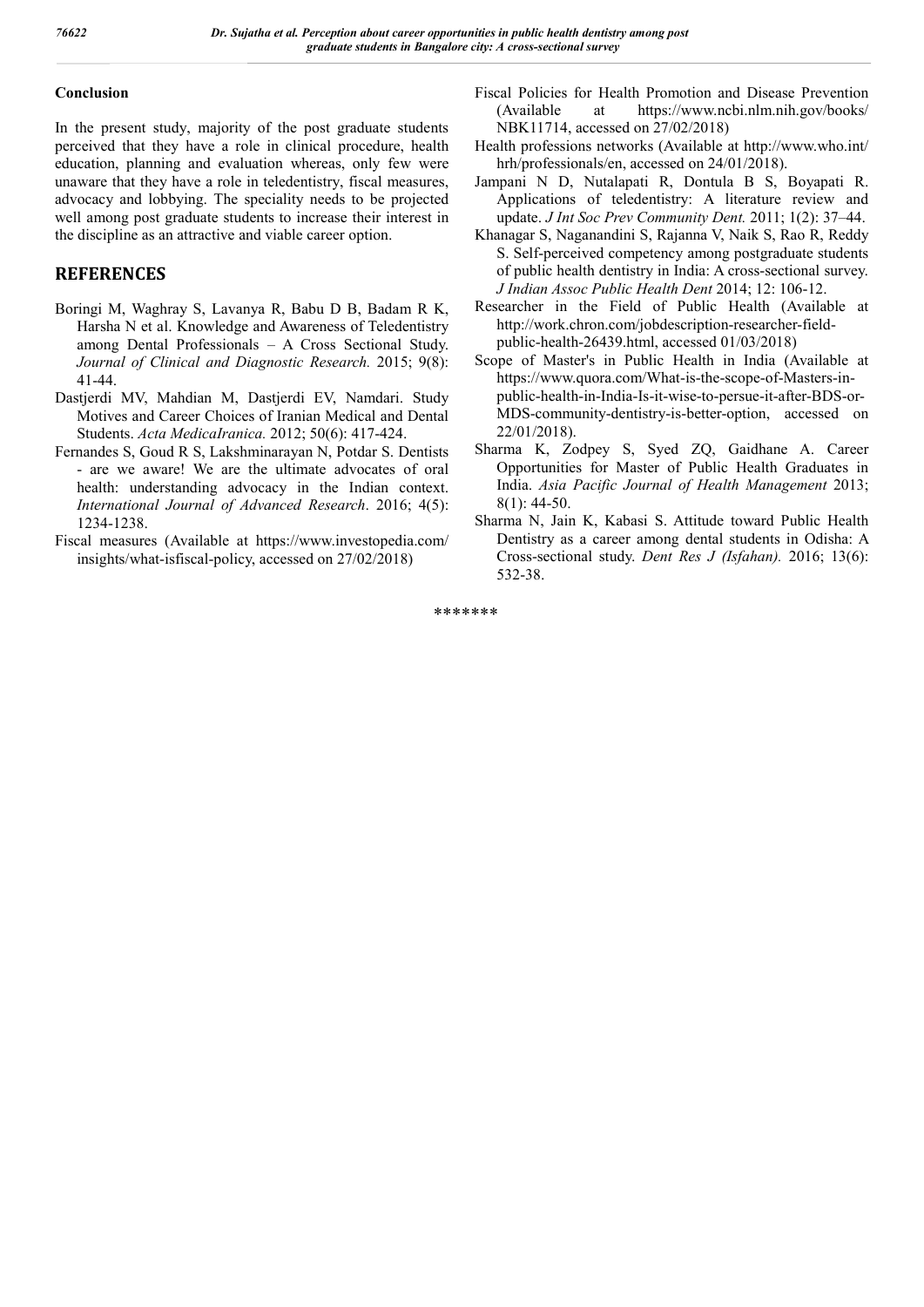## Conclusion

In the present study, majority of the post graduate students perceived that they have a role in clinical procedure, health education, planning and evaluation whereas, only few were unaware that they have a role in teledentistry, fiscal measures, advocacy and lobbying. The speciality needs to be projected well among post graduate students to increase their interest in the discipline as an attractive and viable career option.

## REFERENCES

Boringi M, Waghray S, Lavanya R, Babu D B, Badam R K, Harsha N et al. Knowledge and Awareness of Teledentistry among Dental Professionals – A Cross Sectional Study. *Journal of Clinical and Diagnostic Research.* 2015; 9(8): 41-44.

Dastjerdi MV, Mahdian M, Dastjerdi EV, Namdari. Study Motives and Career Choices of Iranian Medical and Dental Students. *Acta MedicaIranica.* 2012; 50(6): 417-424.

Fernandes S, Goud R S, Lakshminarayan N, Potdar S. Dentists - are we aware! We are the ultimate advocates of oral health: understanding advocacy in the Indian context. *International Journal of Advanced Research*. 2016; 4(5): 1234-1238.

Fiscal measures (Available at https://www.investopedia.com/insights/what-isfiscal-policy, accessed on 27/02/2018)

Fiscal Policies for Health Promotion and Disease Prevention (Available at https://www.ncbi.nlm.nih.gov/books/NBK11714, accessed on 27/02/2018)

Health professions networks (Available at http://www.who.int/hrh/professionals/en, accessed on 24/01/2018).

Jampani N D, Nutalapati R, Dontula B S, Boyapati R. Applications of teledentistry: A literature review and update. *J Int Soc Prev Community Dent.* 2011; 1(2): 37–44.

Khanagar S, Naganandini S, Rajanna V, Naik S, Rao R, Reddy S. Self-perceived competency among postgraduate students of public health dentistry in India: A cross-sectional survey. *J Indian Assoc Public Health Dent* 2014; 12: 106-12.

Researcher in the Field of Public Health (Available at http://work.chron.com/jobdescription-researcher-field-public-health-26439.html, accessed 01/03/2018)

Scope of Master's in Public Health in India (Available at https://www.quora.com/What-is-the-scope-of-Masters-in-public-health-in-India-Is-it-wise-to-persue-it-after-BDS-or-MDS-community-dentistry-is-better-option, accessed on 22/01/2018).

Sharma K, Zodpey S, Syed ZQ, Gaidhane A. Career Opportunities for Master of Public Health Graduates in India. *Asia Pacific Journal of Health Management* 2013; 8(1): 44-50.

Sharma N, Jain K, Kabasi S. Attitude toward Public Health Dentistry as a career among dental students in Odisha: A Cross-sectional study. *Dent Res J (Isfahan).* 2016; 13(6): 532-38.

*******